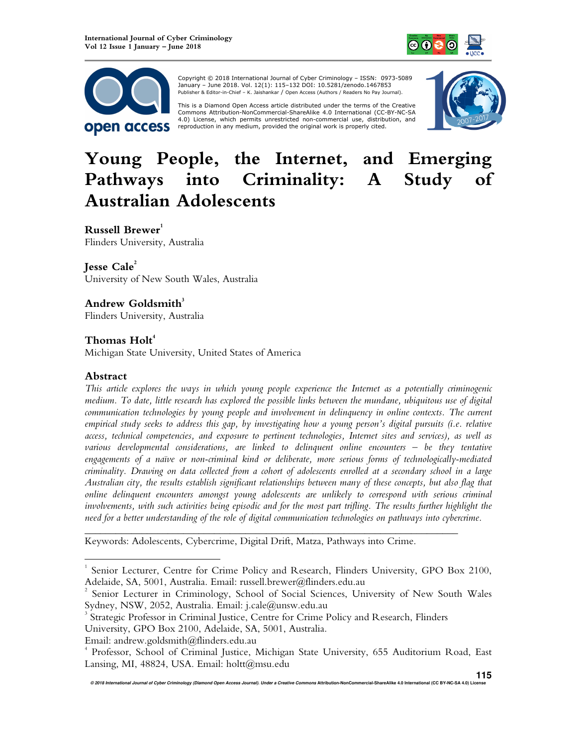Copyright © 2018 International Journal of Cyber Criminology – ISSN: 0973-5089 January – June 2018. Vol. 12(1): 115–132 DOI: 10.5281/zenodo.1467853
Publisher & Editor-in-Chief – K. Jaishankar / Open Access (Authors / Readers No Pay Journal).

This is a Diamond Open Access article distributed under the terms of the Creative Commons Attribution-NonCommercial-ShareAlike 4.0 International (CC-BY-NC-SA 4.0) License, which permits unrestricted non-commercial use, distribution, and reproduction in any medium, provided the original work is properly cited.

# Young People, the Internet, and Emerging Pathways into Criminality: A Study of Australian Adolescents

**Russell Brewer**[1]
Flinders University, Australia

**Jesse Cale**[2]
University of New South Wales, Australia

**Andrew Goldsmith**[3]
Flinders University, Australia

**Thomas Holt**[4]
Michigan State University, United States of America

## Abstract

*This article explores the ways in which young people experience the Internet as a potentially criminogenic medium. To date, little research has explored the possible links between the mundane, ubiquitous use of digital communication technologies by young people and involvement in delinquency in online contexts. The current empirical study seeks to address this gap, by investigating how a young person's digital pursuits (i.e. relative access, technical competencies, and exposure to pertinent technologies, Internet sites and services), as well as various developmental considerations, are linked to delinquent online encounters – be they tentative engagements of a naïve or non-criminal kind or deliberate, more serious forms of technologically-mediated criminality. Drawing on data collected from a cohort of adolescents enrolled at a secondary school in a large Australian city, the results establish significant relationships between many of these concepts, but also flag that online delinquent encounters amongst young adolescents are unlikely to correspond with serious criminal involvements, with such activities being episodic and for the most part trifling. The results further highlight the need for a better understanding of the role of digital communication technologies on pathways into cybercrime.*

---

Keywords: Adolescents, Cybercrime, Digital Drift, Matza, Pathways into Crime.

---

[1] Senior Lecturer, Centre for Crime Policy and Research, Flinders University, GPO Box 2100, Adelaide, SA, 5001, Australia. Email: russell.brewer@flinders.edu.au

[2] Senior Lecturer in Criminology, School of Social Sciences, University of New South Wales Sydney, NSW, 2052, Australia. Email: j.cale@unsw.edu.au

[3] Strategic Professor in Criminal Justice, Centre for Crime Policy and Research, Flinders University, GPO Box 2100, Adelaide, SA, 5001, Australia. Email: andrew.goldsmith@flinders.edu.au

[4] Professor, School of Criminal Justice, Michigan State University, 655 Auditorium Road, East Lansing, MI, 48824, USA. Email: holtt@msu.edu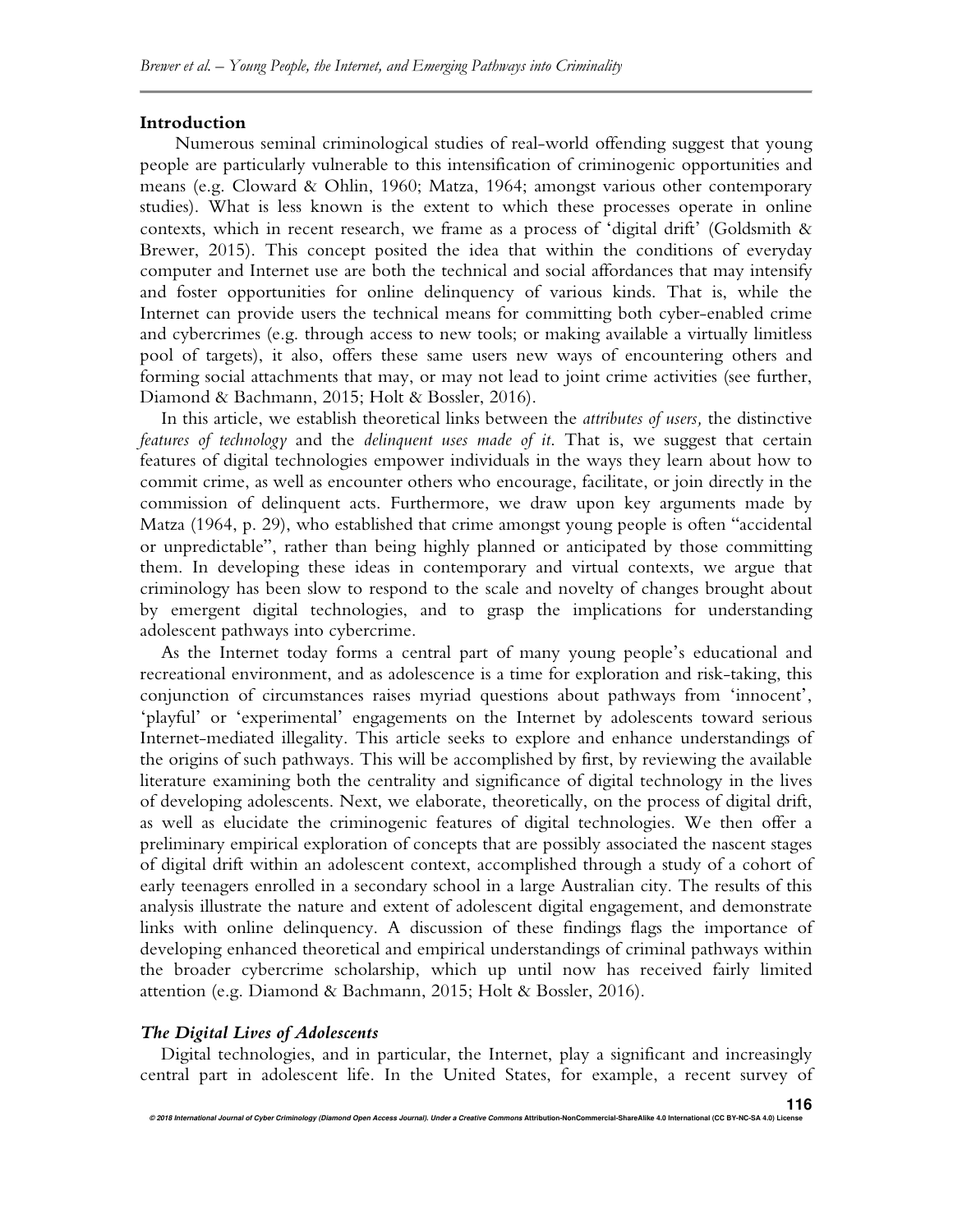## Introduction

Numerous seminal criminological studies of real-world offending suggest that young people are particularly vulnerable to this intensification of criminogenic opportunities and means (e.g. Cloward & Ohlin, 1960; Matza, 1964; amongst various other contemporary studies). What is less known is the extent to which these processes operate in online contexts, which in recent research, we frame as a process of 'digital drift' (Goldsmith & Brewer, 2015). This concept posited the idea that within the conditions of everyday computer and Internet use are both the technical and social affordances that may intensify and foster opportunities for online delinquency of various kinds. That is, while the Internet can provide users the technical means for committing both cyber-enabled crime and cybercrimes (e.g. through access to new tools; or making available a virtually limitless pool of targets), it also, offers these same users new ways of encountering others and forming social attachments that may, or may not lead to joint crime activities (see further, Diamond & Bachmann, 2015; Holt & Bossler, 2016).

In this article, we establish theoretical links between the *attributes of users,* the distinctive *features of technology* and the *delinquent uses made of it.* That is, we suggest that certain features of digital technologies empower individuals in the ways they learn about how to commit crime, as well as encounter others who encourage, facilitate, or join directly in the commission of delinquent acts. Furthermore, we draw upon key arguments made by Matza (1964, p. 29), who established that crime amongst young people is often "accidental or unpredictable", rather than being highly planned or anticipated by those committing them. In developing these ideas in contemporary and virtual contexts, we argue that criminology has been slow to respond to the scale and novelty of changes brought about by emergent digital technologies, and to grasp the implications for understanding adolescent pathways into cybercrime.

As the Internet today forms a central part of many young people's educational and recreational environment, and as adolescence is a time for exploration and risk-taking, this conjunction of circumstances raises myriad questions about pathways from 'innocent', 'playful' or 'experimental' engagements on the Internet by adolescents toward serious Internet-mediated illegality. This article seeks to explore and enhance understandings of the origins of such pathways. This will be accomplished by first, by reviewing the available literature examining both the centrality and significance of digital technology in the lives of developing adolescents. Next, we elaborate, theoretically, on the process of digital drift, as well as elucidate the criminogenic features of digital technologies. We then offer a preliminary empirical exploration of concepts that are possibly associated the nascent stages of digital drift within an adolescent context, accomplished through a study of a cohort of early teenagers enrolled in a secondary school in a large Australian city. The results of this analysis illustrate the nature and extent of adolescent digital engagement, and demonstrate links with online delinquency. A discussion of these findings flags the importance of developing enhanced theoretical and empirical understandings of criminal pathways within the broader cybercrime scholarship, which up until now has received fairly limited attention (e.g. Diamond & Bachmann, 2015; Holt & Bossler, 2016).

### *The Digital Lives of Adolescents*

Digital technologies, and in particular, the Internet, play a significant and increasingly central part in adolescent life. In the United States, for example, a recent survey of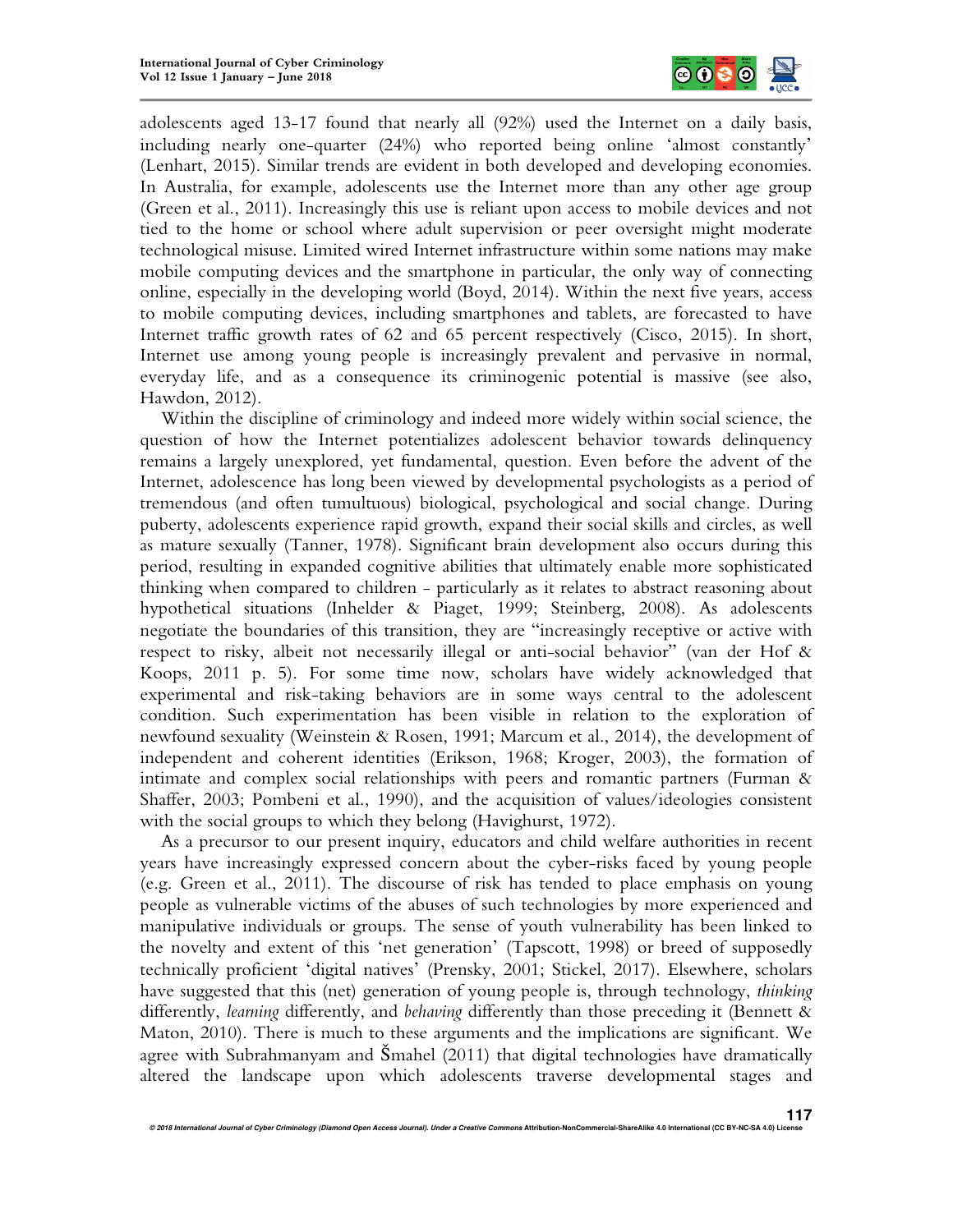adolescents aged 13-17 found that nearly all (92%) used the Internet on a daily basis, including nearly one-quarter (24%) who reported being online 'almost constantly' (Lenhart, 2015). Similar trends are evident in both developed and developing economies. In Australia, for example, adolescents use the Internet more than any other age group (Green et al., 2011). Increasingly this use is reliant upon access to mobile devices and not tied to the home or school where adult supervision or peer oversight might moderate technological misuse. Limited wired Internet infrastructure within some nations may make mobile computing devices and the smartphone in particular, the only way of connecting online, especially in the developing world (Boyd, 2014). Within the next five years, access to mobile computing devices, including smartphones and tablets, are forecasted to have Internet traffic growth rates of 62 and 65 percent respectively (Cisco, 2015). In short, Internet use among young people is increasingly prevalent and pervasive in normal, everyday life, and as a consequence its criminogenic potential is massive (see also, Hawdon, 2012).

Within the discipline of criminology and indeed more widely within social science, the question of how the Internet potentializes adolescent behavior towards delinquency remains a largely unexplored, yet fundamental, question. Even before the advent of the Internet, adolescence has long been viewed by developmental psychologists as a period of tremendous (and often tumultuous) biological, psychological and social change. During puberty, adolescents experience rapid growth, expand their social skills and circles, as well as mature sexually (Tanner, 1978). Significant brain development also occurs during this period, resulting in expanded cognitive abilities that ultimately enable more sophisticated thinking when compared to children - particularly as it relates to abstract reasoning about hypothetical situations (Inhelder & Piaget, 1999; Steinberg, 2008). As adolescents negotiate the boundaries of this transition, they are "increasingly receptive or active with respect to risky, albeit not necessarily illegal or anti-social behavior" (van der Hof & Koops, 2011 p. 5). For some time now, scholars have widely acknowledged that experimental and risk-taking behaviors are in some ways central to the adolescent condition. Such experimentation has been visible in relation to the exploration of newfound sexuality (Weinstein & Rosen, 1991; Marcum et al., 2014), the development of independent and coherent identities (Erikson, 1968; Kroger, 2003), the formation of intimate and complex social relationships with peers and romantic partners (Furman & Shaffer, 2003; Pombeni et al., 1990), and the acquisition of values/ideologies consistent with the social groups to which they belong (Havighurst, 1972).

As a precursor to our present inquiry, educators and child welfare authorities in recent years have increasingly expressed concern about the cyber-risks faced by young people (e.g. Green et al., 2011). The discourse of risk has tended to place emphasis on young people as vulnerable victims of the abuses of such technologies by more experienced and manipulative individuals or groups. The sense of youth vulnerability has been linked to the novelty and extent of this 'net generation' (Tapscott, 1998) or breed of supposedly technically proficient 'digital natives' (Prensky, 2001; Stickel, 2017). Elsewhere, scholars have suggested that this (net) generation of young people is, through technology, *thinking* differently, *learning* differently, and *behaving* differently than those preceding it (Bennett & Maton, 2010). There is much to these arguments and the implications are significant. We agree with Subrahmanyam and Šmahel (2011) that digital technologies have dramatically altered the landscape upon which adolescents traverse developmental stages and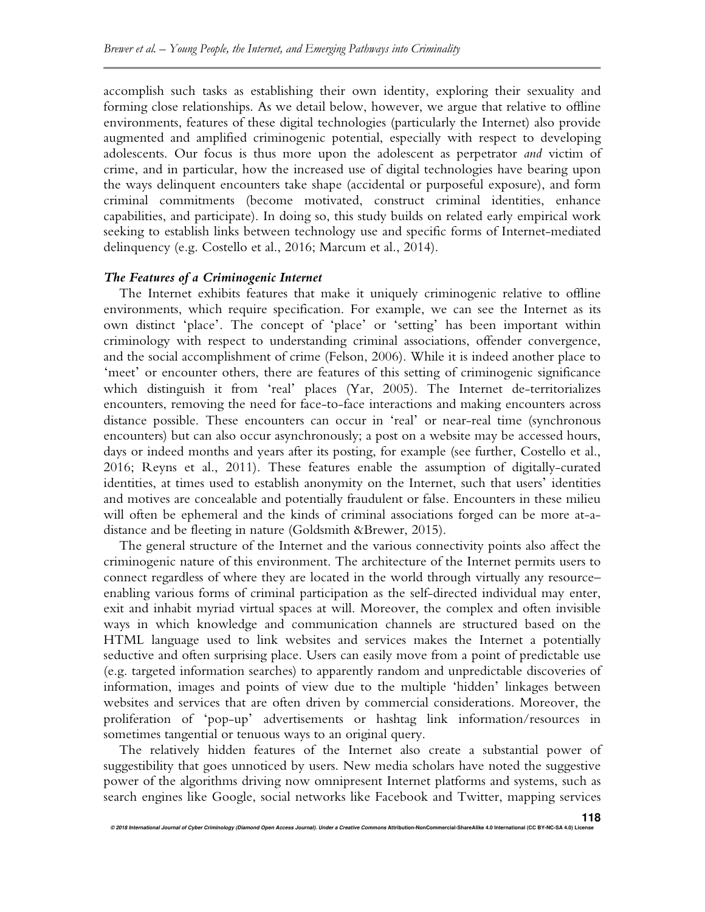accomplish such tasks as establishing their own identity, exploring their sexuality and forming close relationships. As we detail below, however, we argue that relative to offline environments, features of these digital technologies (particularly the Internet) also provide augmented and amplified criminogenic potential, especially with respect to developing adolescents. Our focus is thus more upon the adolescent as perpetrator *and* victim of crime, and in particular, how the increased use of digital technologies have bearing upon the ways delinquent encounters take shape (accidental or purposeful exposure), and form criminal commitments (become motivated, construct criminal identities, enhance capabilities, and participate). In doing so, this study builds on related early empirical work seeking to establish links between technology use and specific forms of Internet-mediated delinquency (e.g. Costello et al., 2016; Marcum et al., 2014).

### *The Features of a Criminogenic Internet*

The Internet exhibits features that make it uniquely criminogenic relative to offline environments, which require specification. For example, we can see the Internet as its own distinct 'place'. The concept of 'place' or 'setting' has been important within criminology with respect to understanding criminal associations, offender convergence, and the social accomplishment of crime (Felson, 2006). While it is indeed another place to 'meet' or encounter others, there are features of this setting of criminogenic significance which distinguish it from 'real' places (Yar, 2005). The Internet de-territorializes encounters, removing the need for face-to-face interactions and making encounters across distance possible. These encounters can occur in 'real' or near-real time (synchronous encounters) but can also occur asynchronously; a post on a website may be accessed hours, days or indeed months and years after its posting, for example (see further, Costello et al., 2016; Reyns et al., 2011). These features enable the assumption of digitally-curated identities, at times used to establish anonymity on the Internet, such that users' identities and motives are concealable and potentially fraudulent or false. Encounters in these milieu will often be ephemeral and the kinds of criminal associations forged can be more at-a-distance and be fleeting in nature (Goldsmith &Brewer, 2015).

The general structure of the Internet and the various connectivity points also affect the criminogenic nature of this environment. The architecture of the Internet permits users to connect regardless of where they are located in the world through virtually any resource–enabling various forms of criminal participation as the self-directed individual may enter, exit and inhabit myriad virtual spaces at will. Moreover, the complex and often invisible ways in which knowledge and communication channels are structured based on the HTML language used to link websites and services makes the Internet a potentially seductive and often surprising place. Users can easily move from a point of predictable use (e.g. targeted information searches) to apparently random and unpredictable discoveries of information, images and points of view due to the multiple 'hidden' linkages between websites and services that are often driven by commercial considerations. Moreover, the proliferation of 'pop-up' advertisements or hashtag link information/resources in sometimes tangential or tenuous ways to an original query.

The relatively hidden features of the Internet also create a substantial power of suggestibility that goes unnoticed by users. New media scholars have noted the suggestive power of the algorithms driving now omnipresent Internet platforms and systems, such as search engines like Google, social networks like Facebook and Twitter, mapping services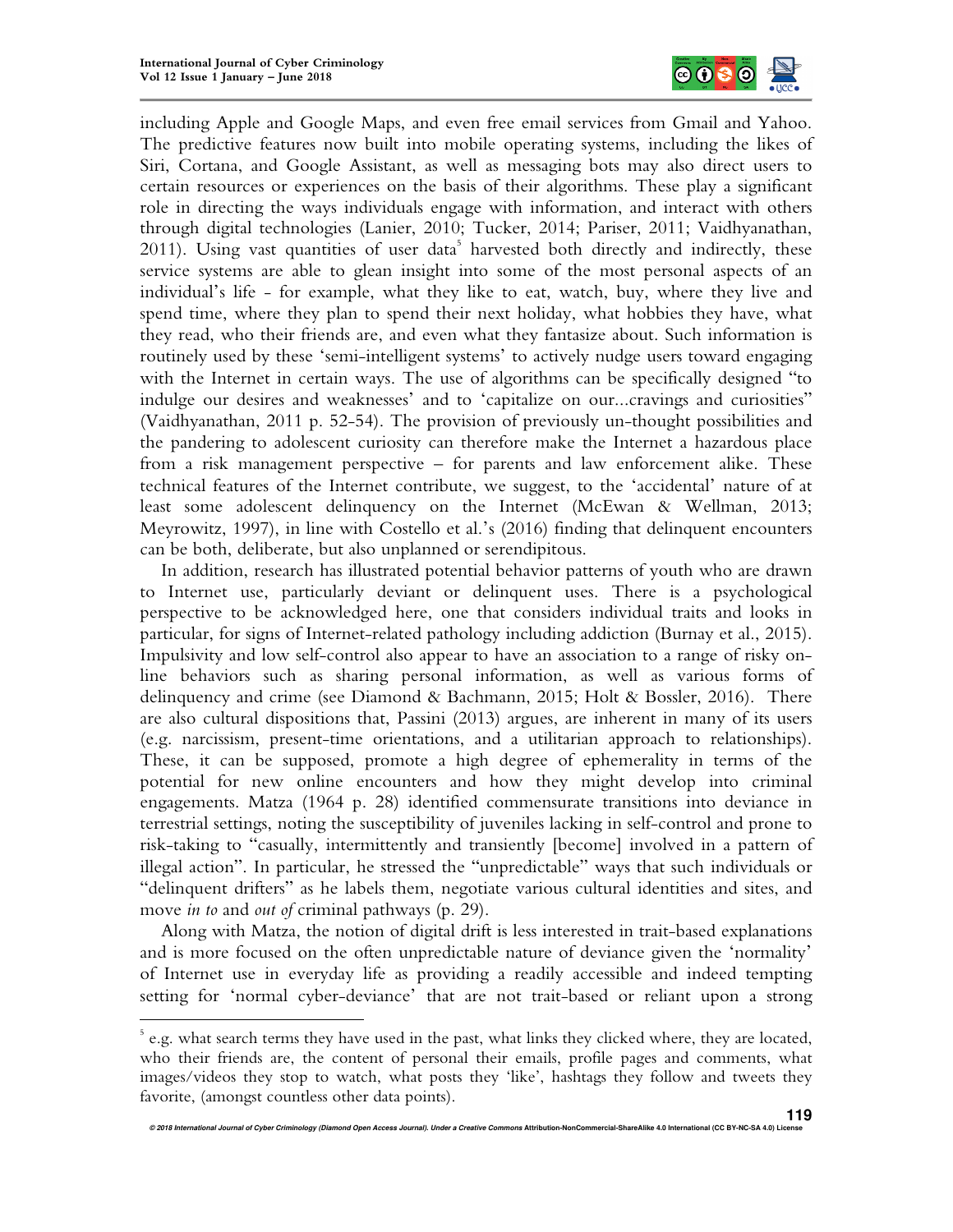including Apple and Google Maps, and even free email services from Gmail and Yahoo. The predictive features now built into mobile operating systems, including the likes of Siri, Cortana, and Google Assistant, as well as messaging bots may also direct users to certain resources or experiences on the basis of their algorithms. These play a significant role in directing the ways individuals engage with information, and interact with others through digital technologies (Lanier, 2010; Tucker, 2014; Pariser, 2011; Vaidhyanathan, 2011). Using vast quantities of user data[5] harvested both directly and indirectly, these service systems are able to glean insight into some of the most personal aspects of an individual's life - for example, what they like to eat, watch, buy, where they live and spend time, where they plan to spend their next holiday, what hobbies they have, what they read, who their friends are, and even what they fantasize about. Such information is routinely used by these 'semi-intelligent systems' to actively nudge users toward engaging with the Internet in certain ways. The use of algorithms can be specifically designed "to indulge our desires and weaknesses' and to 'capitalize on our...cravings and curiosities" (Vaidhyanathan, 2011 p. 52-54). The provision of previously un-thought possibilities and the pandering to adolescent curiosity can therefore make the Internet a hazardous place from a risk management perspective – for parents and law enforcement alike. These technical features of the Internet contribute, we suggest, to the 'accidental' nature of at least some adolescent delinquency on the Internet (McEwan & Wellman, 2013; Meyrowitz, 1997), in line with Costello et al.'s (2016) finding that delinquent encounters can be both, deliberate, but also unplanned or serendipitous.

In addition, research has illustrated potential behavior patterns of youth who are drawn to Internet use, particularly deviant or delinquent uses. There is a psychological perspective to be acknowledged here, one that considers individual traits and looks in particular, for signs of Internet-related pathology including addiction (Burnay et al., 2015). Impulsivity and low self-control also appear to have an association to a range of risky on-line behaviors such as sharing personal information, as well as various forms of delinquency and crime (see Diamond & Bachmann, 2015; Holt & Bossler, 2016). There are also cultural dispositions that, Passini (2013) argues, are inherent in many of its users (e.g. narcissism, present-time orientations, and a utilitarian approach to relationships). These, it can be supposed, promote a high degree of ephemerality in terms of the potential for new online encounters and how they might develop into criminal engagements. Matza (1964 p. 28) identified commensurate transitions into deviance in terrestrial settings, noting the susceptibility of juveniles lacking in self-control and prone to risk-taking to "casually, intermittently and transiently [become] involved in a pattern of illegal action". In particular, he stressed the "unpredictable" ways that such individuals or "delinquent drifters" as he labels them, negotiate various cultural identities and sites, and move *in to* and *out of* criminal pathways (p. 29).

Along with Matza, the notion of digital drift is less interested in trait-based explanations and is more focused on the often unpredictable nature of deviance given the 'normality' of Internet use in everyday life as providing a readily accessible and indeed tempting setting for 'normal cyber-deviance' that are not trait-based or reliant upon a strong

---

[5] e.g. what search terms they have used in the past, what links they clicked where, they are located, who their friends are, the content of personal their emails, profile pages and comments, what images/videos they stop to watch, what posts they 'like', hashtags they follow and tweets they favorite, (amongst countless other data points).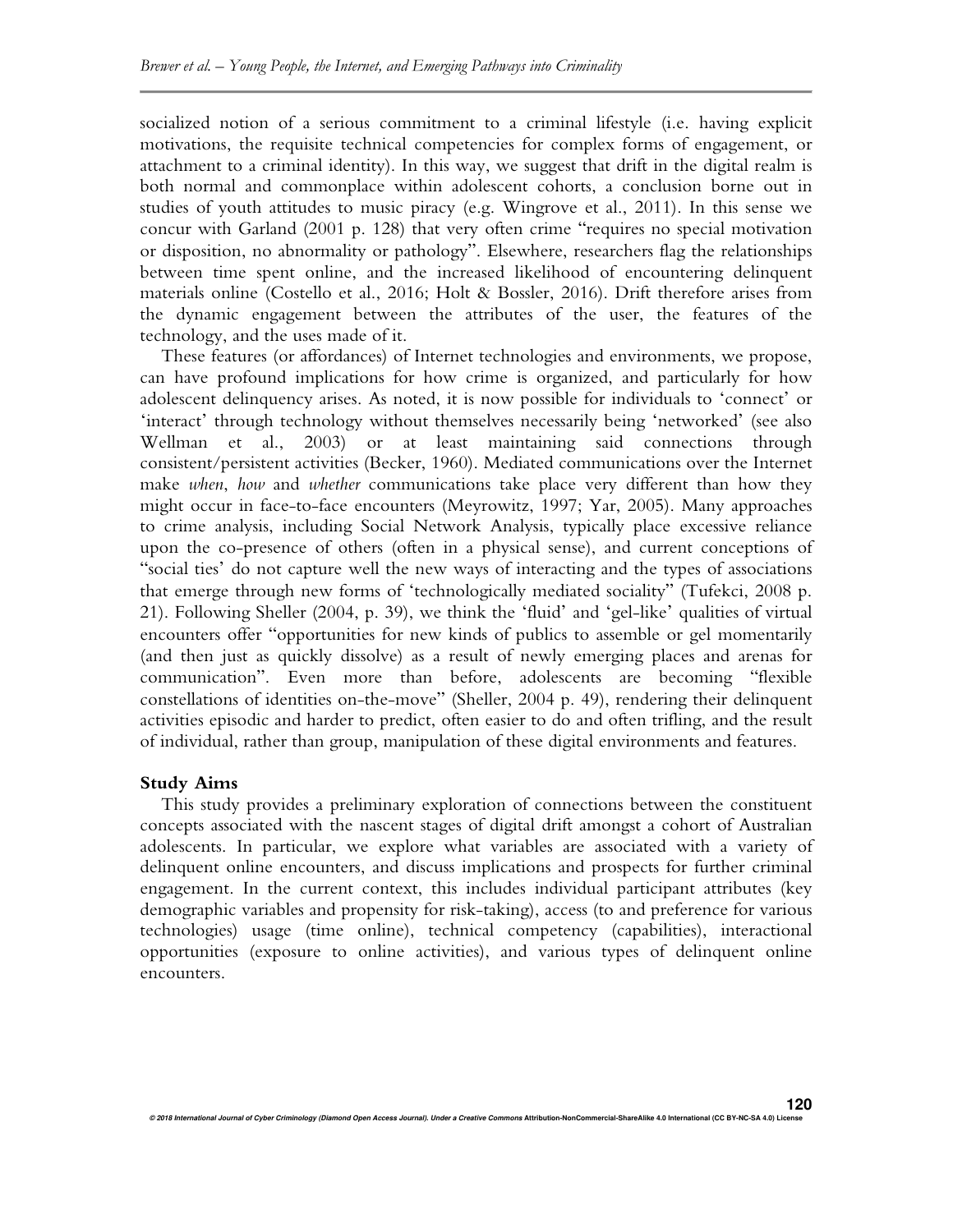socialized notion of a serious commitment to a criminal lifestyle (i.e. having explicit motivations, the requisite technical competencies for complex forms of engagement, or attachment to a criminal identity). In this way, we suggest that drift in the digital realm is both normal and commonplace within adolescent cohorts, a conclusion borne out in studies of youth attitudes to music piracy (e.g. Wingrove et al., 2011). In this sense we concur with Garland (2001 p. 128) that very often crime "requires no special motivation or disposition, no abnormality or pathology". Elsewhere, researchers flag the relationships between time spent online, and the increased likelihood of encountering delinquent materials online (Costello et al., 2016; Holt & Bossler, 2016). Drift therefore arises from the dynamic engagement between the attributes of the user, the features of the technology, and the uses made of it.

These features (or affordances) of Internet technologies and environments, we propose, can have profound implications for how crime is organized, and particularly for how adolescent delinquency arises. As noted, it is now possible for individuals to 'connect' or 'interact' through technology without themselves necessarily being 'networked' (see also Wellman et al., 2003) or at least maintaining said connections through consistent/persistent activities (Becker, 1960). Mediated communications over the Internet make *when*, *how* and *whether* communications take place very different than how they might occur in face-to-face encounters (Meyrowitz, 1997; Yar, 2005). Many approaches to crime analysis, including Social Network Analysis, typically place excessive reliance upon the co-presence of others (often in a physical sense), and current conceptions of "social ties' do not capture well the new ways of interacting and the types of associations that emerge through new forms of 'technologically mediated sociality" (Tufekci, 2008 p. 21). Following Sheller (2004, p. 39), we think the 'fluid' and 'gel-like' qualities of virtual encounters offer "opportunities for new kinds of publics to assemble or gel momentarily (and then just as quickly dissolve) as a result of newly emerging places and arenas for communication". Even more than before, adolescents are becoming "flexible constellations of identities on-the-move" (Sheller, 2004 p. 49), rendering their delinquent activities episodic and harder to predict, often easier to do and often trifling, and the result of individual, rather than group, manipulation of these digital environments and features.

### Study Aims

This study provides a preliminary exploration of connections between the constituent concepts associated with the nascent stages of digital drift amongst a cohort of Australian adolescents. In particular, we explore what variables are associated with a variety of delinquent online encounters, and discuss implications and prospects for further criminal engagement. In the current context, this includes individual participant attributes (key demographic variables and propensity for risk-taking), access (to and preference for various technologies) usage (time online), technical competency (capabilities), interactional opportunities (exposure to online activities), and various types of delinquent online encounters.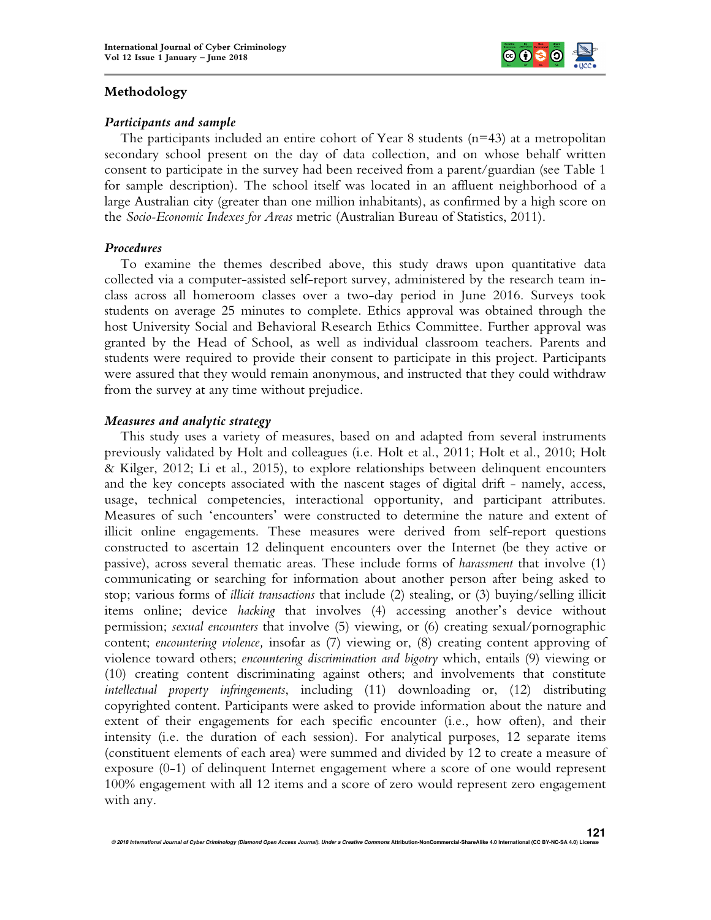## Methodology

### *Participants and sample*

The participants included an entire cohort of Year 8 students (n=43) at a metropolitan secondary school present on the day of data collection, and on whose behalf written consent to participate in the survey had been received from a parent/guardian (see Table 1 for sample description). The school itself was located in an affluent neighborhood of a large Australian city (greater than one million inhabitants), as confirmed by a high score on the *Socio-Economic Indexes for Areas* metric (Australian Bureau of Statistics, 2011).

### *Procedures*

To examine the themes described above, this study draws upon quantitative data collected via a computer-assisted self-report survey, administered by the research team in-class across all homeroom classes over a two-day period in June 2016. Surveys took students on average 25 minutes to complete. Ethics approval was obtained through the host University Social and Behavioral Research Ethics Committee. Further approval was granted by the Head of School, as well as individual classroom teachers. Parents and students were required to provide their consent to participate in this project. Participants were assured that they would remain anonymous, and instructed that they could withdraw from the survey at any time without prejudice.

### *Measures and analytic strategy*

This study uses a variety of measures, based on and adapted from several instruments previously validated by Holt and colleagues (i.e. Holt et al., 2011; Holt et al., 2010; Holt & Kilger, 2012; Li et al., 2015), to explore relationships between delinquent encounters and the key concepts associated with the nascent stages of digital drift - namely, access, usage, technical competencies, interactional opportunity, and participant attributes. Measures of such 'encounters' were constructed to determine the nature and extent of illicit online engagements. These measures were derived from self-report questions constructed to ascertain 12 delinquent encounters over the Internet (be they active or passive), across several thematic areas. These include forms of *harassment* that involve (1) communicating or searching for information about another person after being asked to stop; various forms of *illicit transactions* that include (2) stealing, or (3) buying/selling illicit items online; device *hacking* that involves (4) accessing another's device without permission; *sexual encounters* that involve (5) viewing, or (6) creating sexual/pornographic content; *encountering violence,* insofar as (7) viewing or, (8) creating content approving of violence toward others; *encountering discrimination and bigotry* which, entails (9) viewing or (10) creating content discriminating against others; and involvements that constitute *intellectual property infringements*, including (11) downloading or, (12) distributing copyrighted content. Participants were asked to provide information about the nature and extent of their engagements for each specific encounter (i.e., how often), and their intensity (i.e. the duration of each session). For analytical purposes, 12 separate items (constituent elements of each area) were summed and divided by 12 to create a measure of exposure (0-1) of delinquent Internet engagement where a score of one would represent 100% engagement with all 12 items and a score of zero would represent zero engagement with any.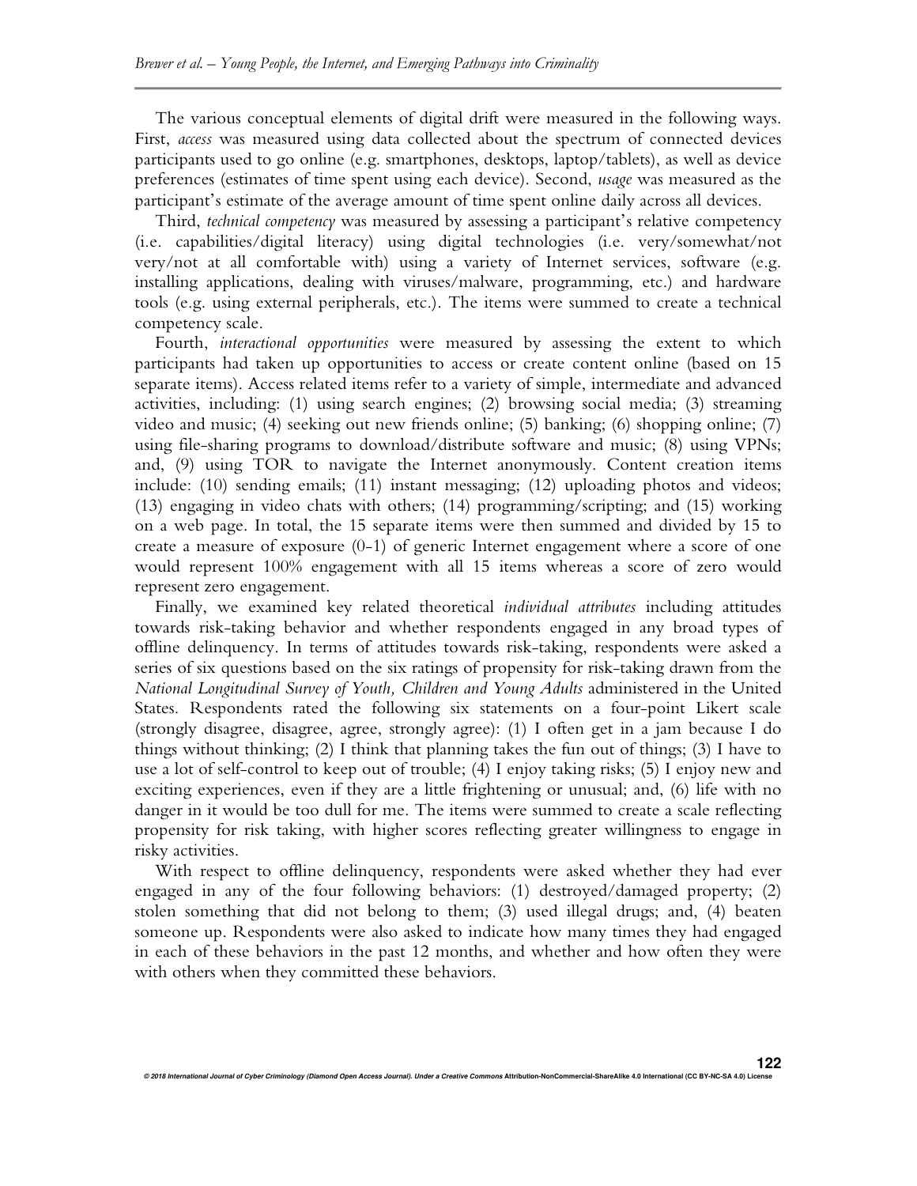The various conceptual elements of digital drift were measured in the following ways. First, *access* was measured using data collected about the spectrum of connected devices participants used to go online (e.g. smartphones, desktops, laptop/tablets), as well as device preferences (estimates of time spent using each device). Second, *usage* was measured as the participant's estimate of the average amount of time spent online daily across all devices.

Third, *technical competency* was measured by assessing a participant's relative competency (i.e. capabilities/digital literacy) using digital technologies (i.e. very/somewhat/not very/not at all comfortable with) using a variety of Internet services, software (e.g. installing applications, dealing with viruses/malware, programming, etc.) and hardware tools (e.g. using external peripherals, etc.). The items were summed to create a technical competency scale.

Fourth, *interactional opportunities* were measured by assessing the extent to which participants had taken up opportunities to access or create content online (based on 15 separate items). Access related items refer to a variety of simple, intermediate and advanced activities, including: (1) using search engines; (2) browsing social media; (3) streaming video and music; (4) seeking out new friends online; (5) banking; (6) shopping online; (7) using file-sharing programs to download/distribute software and music; (8) using VPNs; and, (9) using TOR to navigate the Internet anonymously. Content creation items include: (10) sending emails; (11) instant messaging; (12) uploading photos and videos; (13) engaging in video chats with others; (14) programming/scripting; and (15) working on a web page. In total, the 15 separate items were then summed and divided by 15 to create a measure of exposure (0-1) of generic Internet engagement where a score of one would represent 100% engagement with all 15 items whereas a score of zero would represent zero engagement.

Finally, we examined key related theoretical *individual attributes* including attitudes towards risk-taking behavior and whether respondents engaged in any broad types of offline delinquency. In terms of attitudes towards risk-taking, respondents were asked a series of six questions based on the six ratings of propensity for risk-taking drawn from the *National Longitudinal Survey of Youth, Children and Young Adults* administered in the United States. Respondents rated the following six statements on a four-point Likert scale (strongly disagree, disagree, agree, strongly agree): (1) I often get in a jam because I do things without thinking; (2) I think that planning takes the fun out of things; (3) I have to use a lot of self-control to keep out of trouble; (4) I enjoy taking risks; (5) I enjoy new and exciting experiences, even if they are a little frightening or unusual; and, (6) life with no danger in it would be too dull for me. The items were summed to create a scale reflecting propensity for risk taking, with higher scores reflecting greater willingness to engage in risky activities.

With respect to offline delinquency, respondents were asked whether they had ever engaged in any of the four following behaviors: (1) destroyed/damaged property; (2) stolen something that did not belong to them; (3) used illegal drugs; and, (4) beaten someone up. Respondents were also asked to indicate how many times they had engaged in each of these behaviors in the past 12 months, and whether and how often they were with others when they committed these behaviors.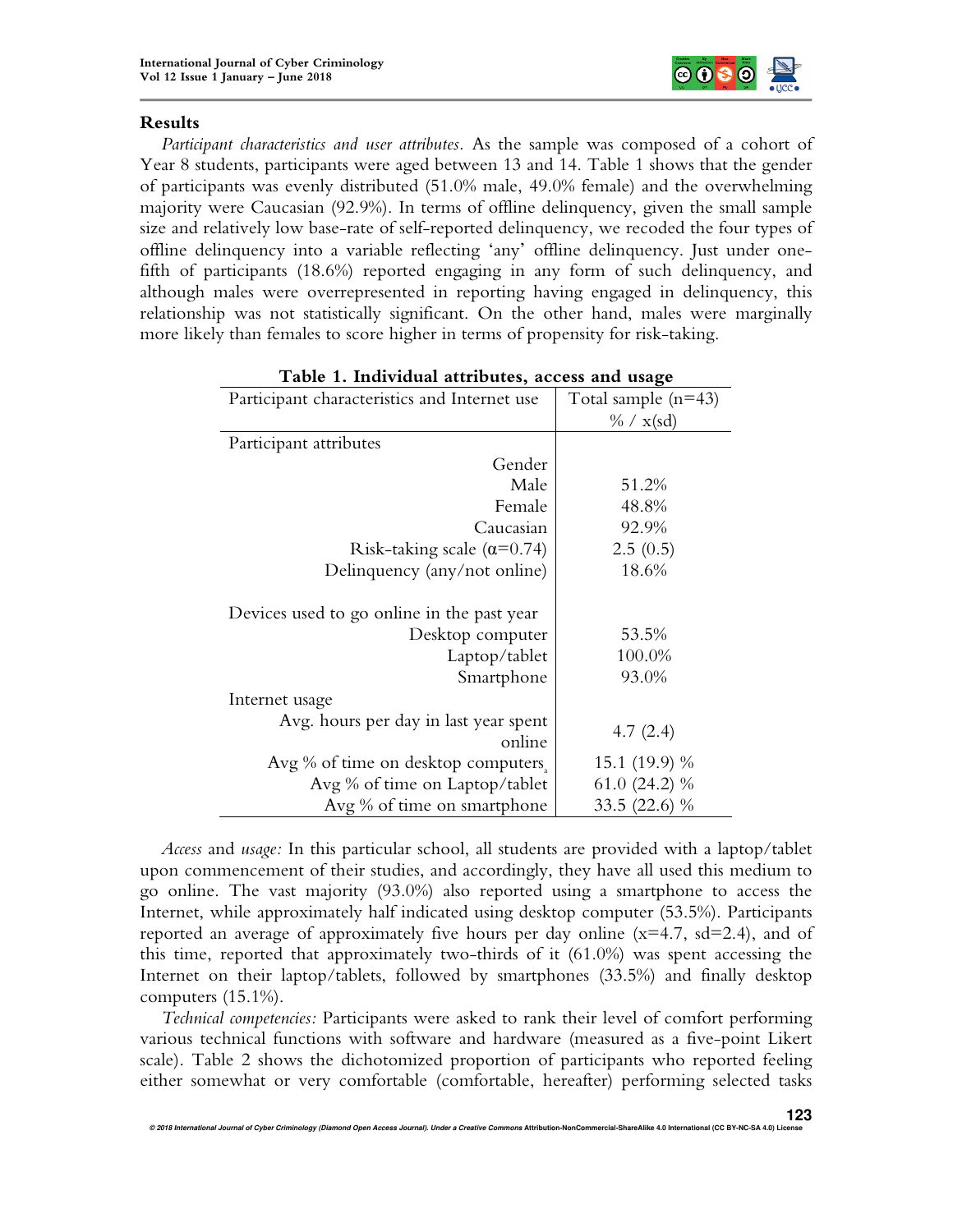## Results

*Participant characteristics and user attributes.* As the sample was composed of a cohort of Year 8 students, participants were aged between 13 and 14. Table 1 shows that the gender of participants was evenly distributed (51.0% male, 49.0% female) and the overwhelming majority were Caucasian (92.9%). In terms of offline delinquency, given the small sample size and relatively low base-rate of self-reported delinquency, we recoded the four types of offline delinquency into a variable reflecting 'any' offline delinquency. Just under one-fifth of participants (18.6%) reported engaging in any form of such delinquency, and although males were overrepresented in reporting having engaged in delinquency, this relationship was not statistically significant. On the other hand, males were marginally more likely than females to score higher in terms of propensity for risk-taking.

**Table 1. Individual attributes, access and usage**

| Participant characteristics and Internet use | Total sample (n=43) % / x(sd) |
|---|---|
| Participant attributes | |
| Gender | |
| Male | 51.2% |
| Female | 48.8% |
| Caucasian | 92.9% |
| Risk-taking scale ($\alpha$=0.74) | 2.5 (0.5) |
| Delinquency (any/not online) | 18.6% |
| | |
| Devices used to go online in the past year | |
| Desktop computer | 53.5% |
| Laptop/tablet | 100.0% |
| Smartphone | 93.0% |
| Internet usage | |
| Avg. hours per day in last year spent online | 4.7 (2.4) |
| Avg % of time on desktop computers[a] | 15.1 (19.9) % |
| Avg % of time on Laptop/tablet | 61.0 (24.2) % |
| Avg % of time on smartphone | 33.5 (22.6) % |

*Access* and *usage:* In this particular school, all students are provided with a laptop/tablet upon commencement of their studies, and accordingly, they have all used this medium to go online. The vast majority (93.0%) also reported using a smartphone to access the Internet, while approximately half indicated using desktop computer (53.5%). Participants reported an average of approximately five hours per day online (x=4.7, sd=2.4), and of this time, reported that approximately two-thirds of it (61.0%) was spent accessing the Internet on their laptop/tablets, followed by smartphones (33.5%) and finally desktop computers (15.1%).

*Technical competencies:* Participants were asked to rank their level of comfort performing various technical functions with software and hardware (measured as a five-point Likert scale). Table 2 shows the dichotomized proportion of participants who reported feeling either somewhat or very comfortable (comfortable, hereafter) performing selected tasks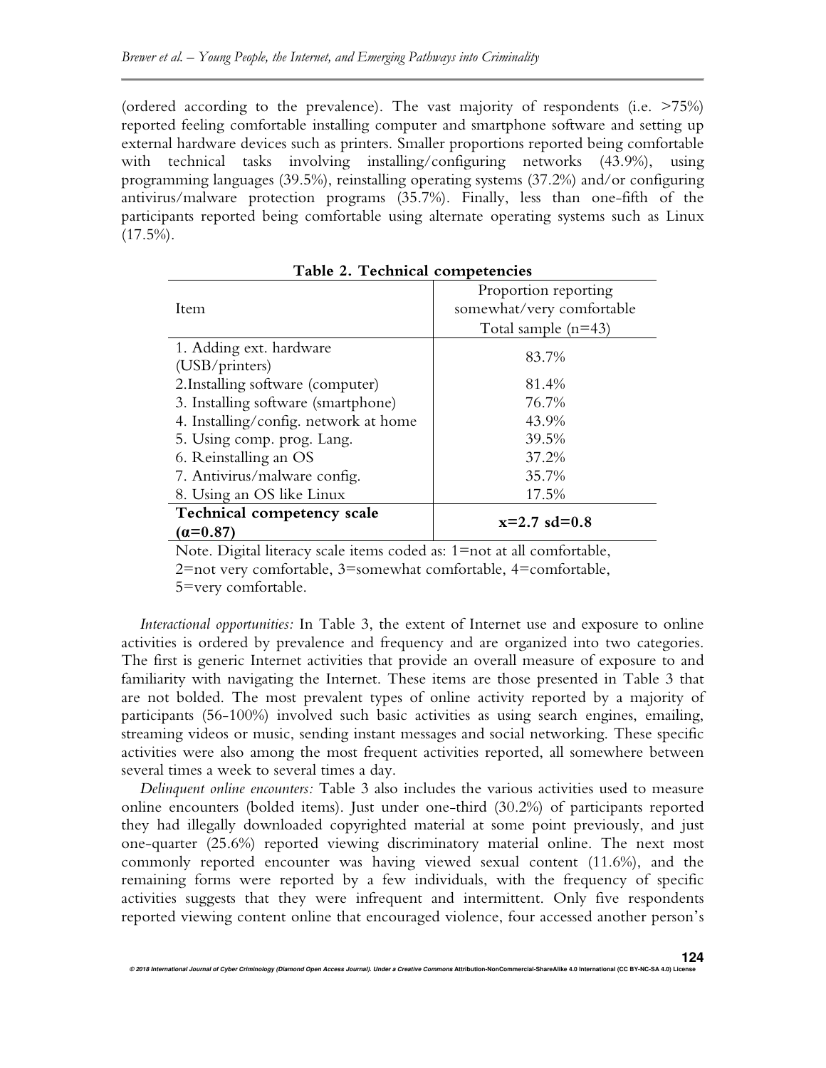(ordered according to the prevalence). The vast majority of respondents (i.e. >75%) reported feeling comfortable installing computer and smartphone software and setting up external hardware devices such as printers. Smaller proportions reported being comfortable with technical tasks involving installing/configuring networks (43.9%), using programming languages (39.5%), reinstalling operating systems (37.2%) and/or configuring antivirus/malware protection programs (35.7%). Finally, less than one-fifth of the participants reported being comfortable using alternate operating systems such as Linux (17.5%).

**Table 2. Technical competencies**

| Item | Proportion reporting somewhat/very comfortable Total sample (n=43) |
|---|---|
| 1. Adding ext. hardware (USB/printers) | 83.7% |
| 2.Installing software (computer) | 81.4% |
| 3. Installing software (smartphone) | 76.7% |
| 4. Installing/config. network at home | 43.9% |
| 5. Using comp. prog. Lang. | 39.5% |
| 6. Reinstalling an OS | 37.2% |
| 7. Antivirus/malware config. | 35.7% |
| 8. Using an OS like Linux | 17.5% |
| **Technical competency scale (α=0.87)** | **x=2.7 sd=0.8** |

Note. Digital literacy scale items coded as: 1=not at all comfortable, 2=not very comfortable, 3=somewhat comfortable, 4=comfortable, 5=very comfortable.

*Interactional opportunities:* In Table 3, the extent of Internet use and exposure to online activities is ordered by prevalence and frequency and are organized into two categories. The first is generic Internet activities that provide an overall measure of exposure to and familiarity with navigating the Internet. These items are those presented in Table 3 that are not bolded. The most prevalent types of online activity reported by a majority of participants (56-100%) involved such basic activities as using search engines, emailing, streaming videos or music, sending instant messages and social networking. These specific activities were also among the most frequent activities reported, all somewhere between several times a week to several times a day.

*Delinquent online encounters:* Table 3 also includes the various activities used to measure online encounters (bolded items). Just under one-third (30.2%) of participants reported they had illegally downloaded copyrighted material at some point previously, and just one-quarter (25.6%) reported viewing discriminatory material online. The next most commonly reported encounter was having viewed sexual content (11.6%), and the remaining forms were reported by a few individuals, with the frequency of specific activities suggests that they were infrequent and intermittent. Only five respondents reported viewing content online that encouraged violence, four accessed another person's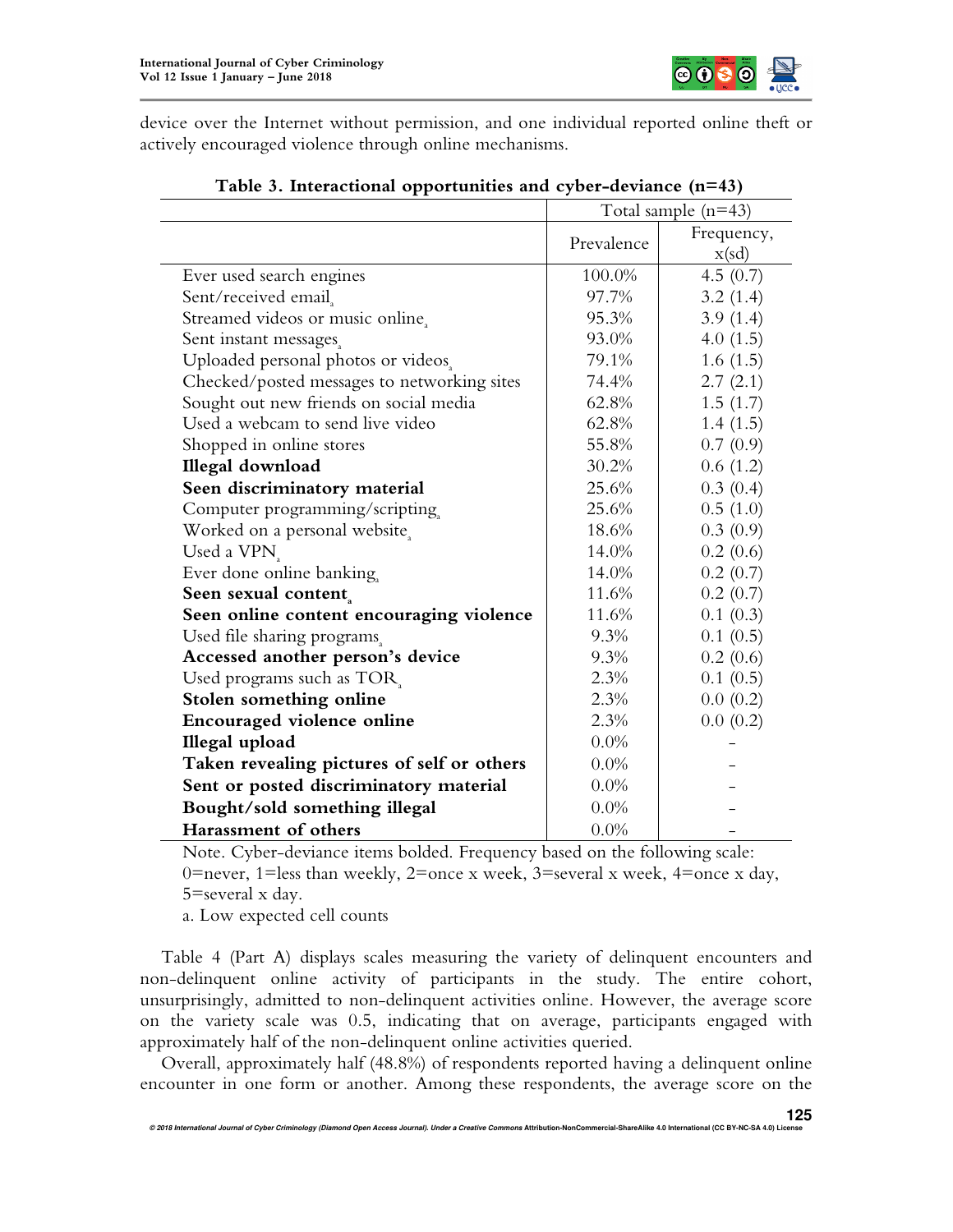device over the Internet without permission, and one individual reported online theft or actively encouraged violence through online mechanisms.

**Table 3. Interactional opportunities and cyber-deviance (n=43)**

| | Total sample (n=43) | |
|---|---|---|
| | Prevalence | Frequency, x(sd) |
| Ever used search engines | 100.0% | 4.5 (0.7) |
| Sent/received email[a] | 97.7% | 3.2 (1.4) |
| Streamed videos or music online[a] | 95.3% | 3.9 (1.4) |
| Sent instant messages[a] | 93.0% | 4.0 (1.5) |
| Uploaded personal photos or videos[a] | 79.1% | 1.6 (1.5) |
| Checked/posted messages to networking sites | 74.4% | 2.7 (2.1) |
| Sought out new friends on social media | 62.8% | 1.5 (1.7) |
| Used a webcam to send live video | 62.8% | 1.4 (1.5) |
| Shopped in online stores | 55.8% | 0.7 (0.9) |
| **Illegal download** | 30.2% | 0.6 (1.2) |
| **Seen discriminatory material** | 25.6% | 0.3 (0.4) |
| Computer programming/scripting[a] | 25.6% | 0.5 (1.0) |
| Worked on a personal website[a] | 18.6% | 0.3 (0.9) |
| Used a VPN[a] | 14.0% | 0.2 (0.6) |
| Ever done online banking[a] | 14.0% | 0.2 (0.7) |
| **Seen sexual content**[a] | 11.6% | 0.2 (0.7) |
| **Seen online content encouraging violence** | 11.6% | 0.1 (0.3) |
| Used file sharing programs[a] | 9.3% | 0.1 (0.5) |
| **Accessed another person's device** | 9.3% | 0.2 (0.6) |
| Used programs such as TOR[a] | 2.3% | 0.1 (0.5) |
| **Stolen something online** | 2.3% | 0.0 (0.2) |
| **Encouraged violence online** | 2.3% | 0.0 (0.2) |
| **Illegal upload** | 0.0% | - |
| **Taken revealing pictures of self or others** | 0.0% | - |
| **Sent or posted discriminatory material** | 0.0% | - |
| **Bought/sold something illegal** | 0.0% | - |
| **Harassment of others** | 0.0% | - |

Note. Cyber-deviance items bolded. Frequency based on the following scale: 0=never, 1=less than weekly, 2=once x week, 3=several x week, 4=once x day, 5=several x day.

a. Low expected cell counts

Table 4 (Part A) displays scales measuring the variety of delinquent encounters and non-delinquent online activity of participants in the study. The entire cohort, unsurprisingly, admitted to non-delinquent activities online. However, the average score on the variety scale was 0.5, indicating that on average, participants engaged with approximately half of the non-delinquent online activities queried.

Overall, approximately half (48.8%) of respondents reported having a delinquent online encounter in one form or another. Among these respondents, the average score on the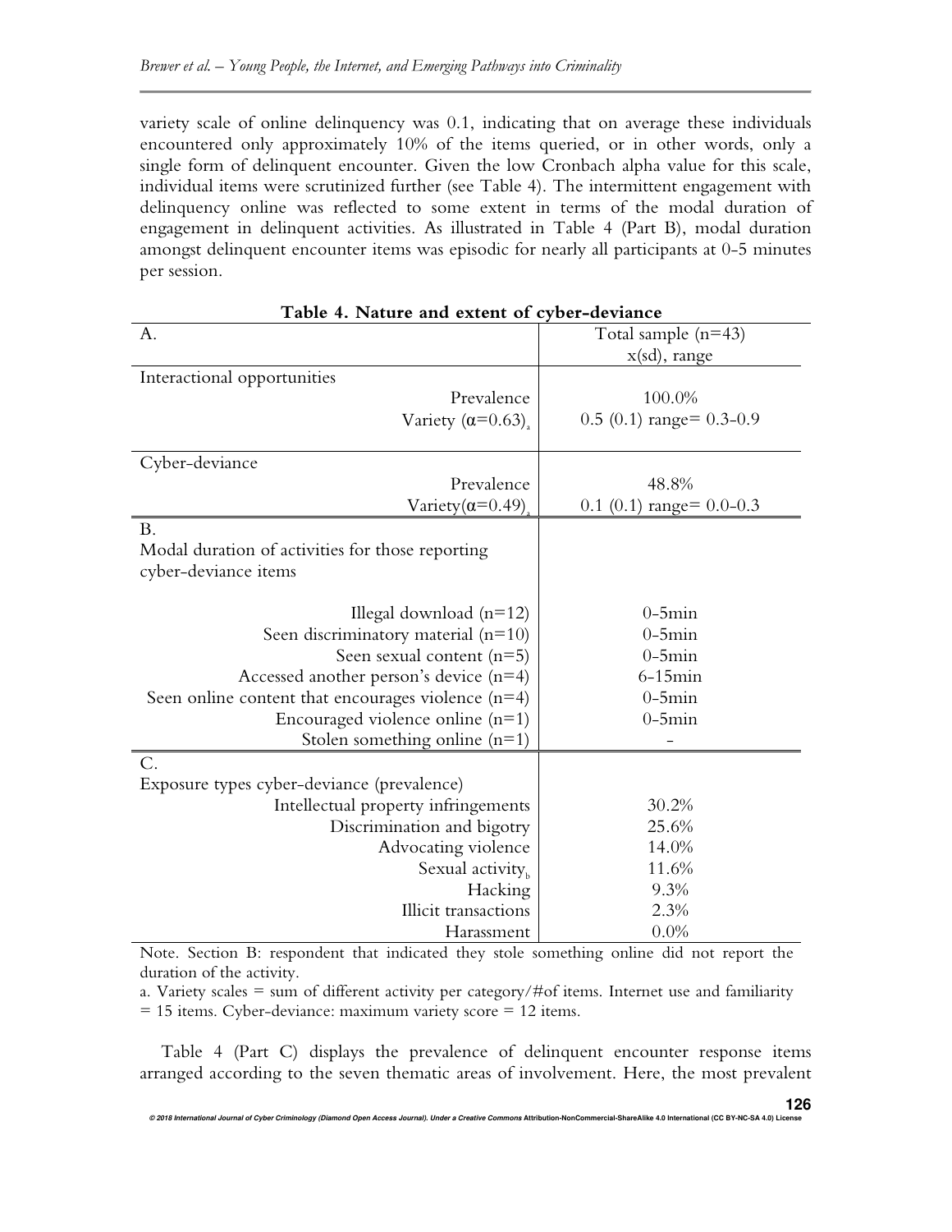variety scale of online delinquency was 0.1, indicating that on average these individuals encountered only approximately 10% of the items queried, or in other words, only a single form of delinquent encounter. Given the low Cronbach alpha value for this scale, individual items were scrutinized further (see Table 4). The intermittent engagement with delinquency online was reflected to some extent in terms of the modal duration of engagement in delinquent activities. As illustrated in Table 4 (Part B), modal duration amongst delinquent encounter items was episodic for nearly all participants at 0-5 minutes per session.

**Table 4. Nature and extent of cyber-deviance**

| A. | Total sample (n=43) x(sd), range |
|---|---|
| Interactional opportunities | |
| Prevalence | 100.0% |
| Variety ($\alpha$=0.63)[a] | 0.5 (0.1) range= 0.3-0.9 |
| Cyber-deviance | |
| Prevalence | 48.8% |
| Variety($\alpha$=0.49)[a] | 0.1 (0.1) range= 0.0-0.3 |
| **B.** Modal duration of activities for those reporting cyber-deviance items | |
| Illegal download (n=12) | 0-5min |
| Seen discriminatory material (n=10) | 0-5min |
| Seen sexual content (n=5) | 0-5min |
| Accessed another person's device (n=4) | 6-15min |
| Seen online content that encourages violence (n=4) | 0-5min |
| Encouraged violence online (n=1) | 0-5min |
| Stolen something online (n=1) | - |
| **C.** Exposure types cyber-deviance (prevalence) | |
| Intellectual property infringements | 30.2% |
| Discrimination and bigotry | 25.6% |
| Advocating violence | 14.0% |
| Sexual activity[b] | 11.6% |
| Hacking | 9.3% |
| Illicit transactions | 2.3% |
| Harassment | 0.0% |

Note. Section B: respondent that indicated they stole something online did not report the duration of the activity.

a. Variety scales = sum of different activity per category/#of items. Internet use and familiarity = 15 items. Cyber-deviance: maximum variety score = 12 items.

Table 4 (Part C) displays the prevalence of delinquent encounter response items arranged according to the seven thematic areas of involvement. Here, the most prevalent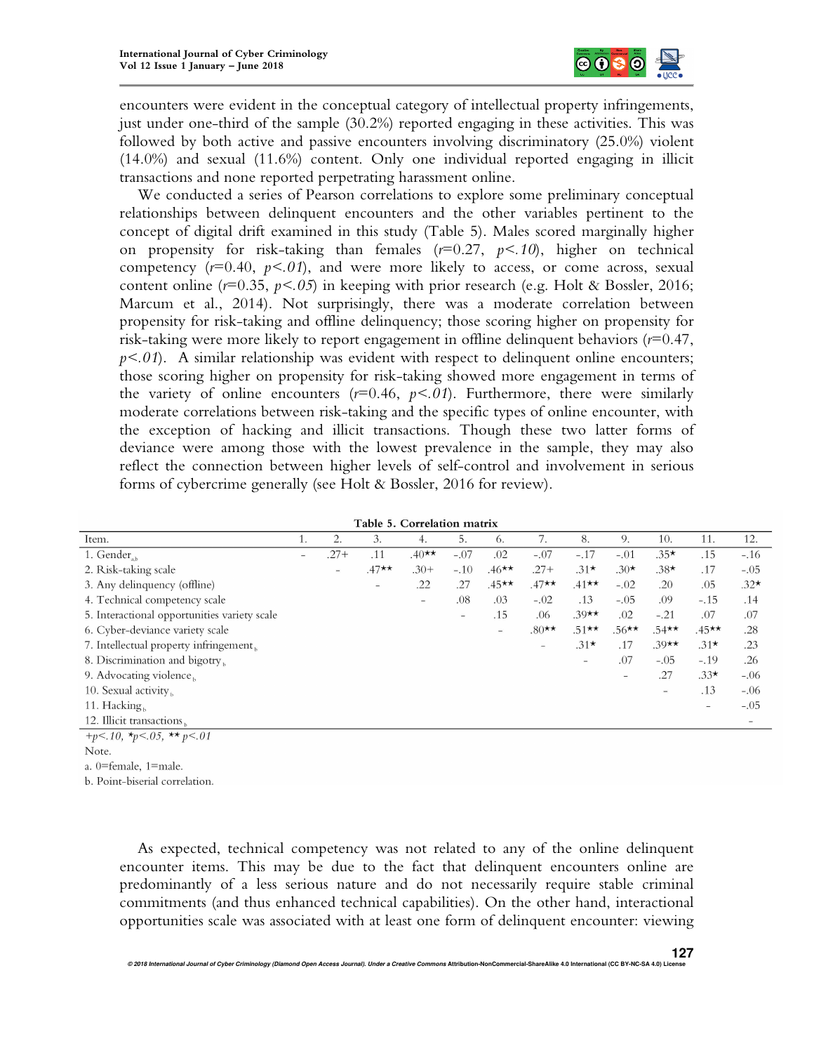encounters were evident in the conceptual category of intellectual property infringements, just under one-third of the sample (30.2%) reported engaging in these activities. This was followed by both active and passive encounters involving discriminatory (25.0%) violent (14.0%) and sexual (11.6%) content. Only one individual reported engaging in illicit transactions and none reported perpetrating harassment online.

We conducted a series of Pearson correlations to explore some preliminary conceptual relationships between delinquent encounters and the other variables pertinent to the concept of digital drift examined in this study (Table 5). Males scored marginally higher on propensity for risk-taking than females ($r$=0.27, $p<.10$), higher on technical competency ($r$=0.40, $p<.01$), and were more likely to access, or come across, sexual content online ($r$=0.35, $p<.05$) in keeping with prior research (e.g. Holt & Bossler, 2016; Marcum et al., 2014). Not surprisingly, there was a moderate correlation between propensity for risk-taking and offline delinquency; those scoring higher on propensity for risk-taking were more likely to report engagement in offline delinquent behaviors ($r$=0.47, $p<.01$). A similar relationship was evident with respect to delinquent online encounters; those scoring higher on propensity for risk-taking showed more engagement in terms of the variety of online encounters ($r$=0.46, $p<.01$). Furthermore, there were similarly moderate correlations between risk-taking and the specific types of online encounter, with the exception of hacking and illicit transactions. Though these two latter forms of deviance were among those with the lowest prevalence in the sample, they may also reflect the connection between higher levels of self-control and involvement in serious forms of cybercrime generally (see Holt & Bossler, 2016 for review).

**Table 5. Correlation matrix**

| Item. | 1. | 2. | 3. | 4. | 5. | 6. | 7. | 8. | 9. | 10. | 11. | 12. |
|---|---|---|---|---|---|---|---|---|---|---|---|---|
| 1. Gender$_{a,b}$ | – | .27+ | .11 | .40** | -.07 | .02 | -.07 | -.17 | -.01 | .35* | .15 | -.16 |
| 2. Risk-taking scale | | – | .47** | .30+ | -.10 | .46** | .27+ | .31* | .30* | .38* | .17 | -.05 |
| 3. Any delinquency (offline) | | | – | .22 | .27 | .45** | .47** | .41** | -.02 | .20 | .05 | .32* |
| 4. Technical competency scale | | | | – | .08 | .03 | -.02 | .13 | -.05 | .09 | -.15 | .14 |
| 5. Interactional opportunities variety scale | | | | | – | .15 | .06 | .39** | .02 | -.21 | .07 | .07 |
| 6. Cyber-deviance variety scale | | | | | | – | .80** | .51** | .56** | .54** | .45** | .28 |
| 7. Intellectual property infringement$_b$ | | | | | | | – | .31* | .17 | .39** | .31* | .23 |
| 8. Discrimination and bigotry$_b$ | | | | | | | | – | .07 | -.05 | -.19 | .26 |
| 9. Advocating violence$_b$ | | | | | | | | | – | .27 | .33* | -.06 |
| 10. Sexual activity$_b$ | | | | | | | | | | – | .13 | -.06 |
| 11. Hacking$_b$ | | | | | | | | | | | – | -.05 |
| 12. Illicit transactions$_b$ | | | | | | | | | | | | – |

*+p<.10, *p<.05, ** p<.01*

Note.

a. 0=female, 1=male.

b. Point-biserial correlation.

As expected, technical competency was not related to any of the online delinquent encounter items. This may be due to the fact that delinquent encounters online are predominantly of a less serious nature and do not necessarily require stable criminal commitments (and thus enhanced technical capabilities). On the other hand, interactional opportunities scale was associated with at least one form of delinquent encounter: viewing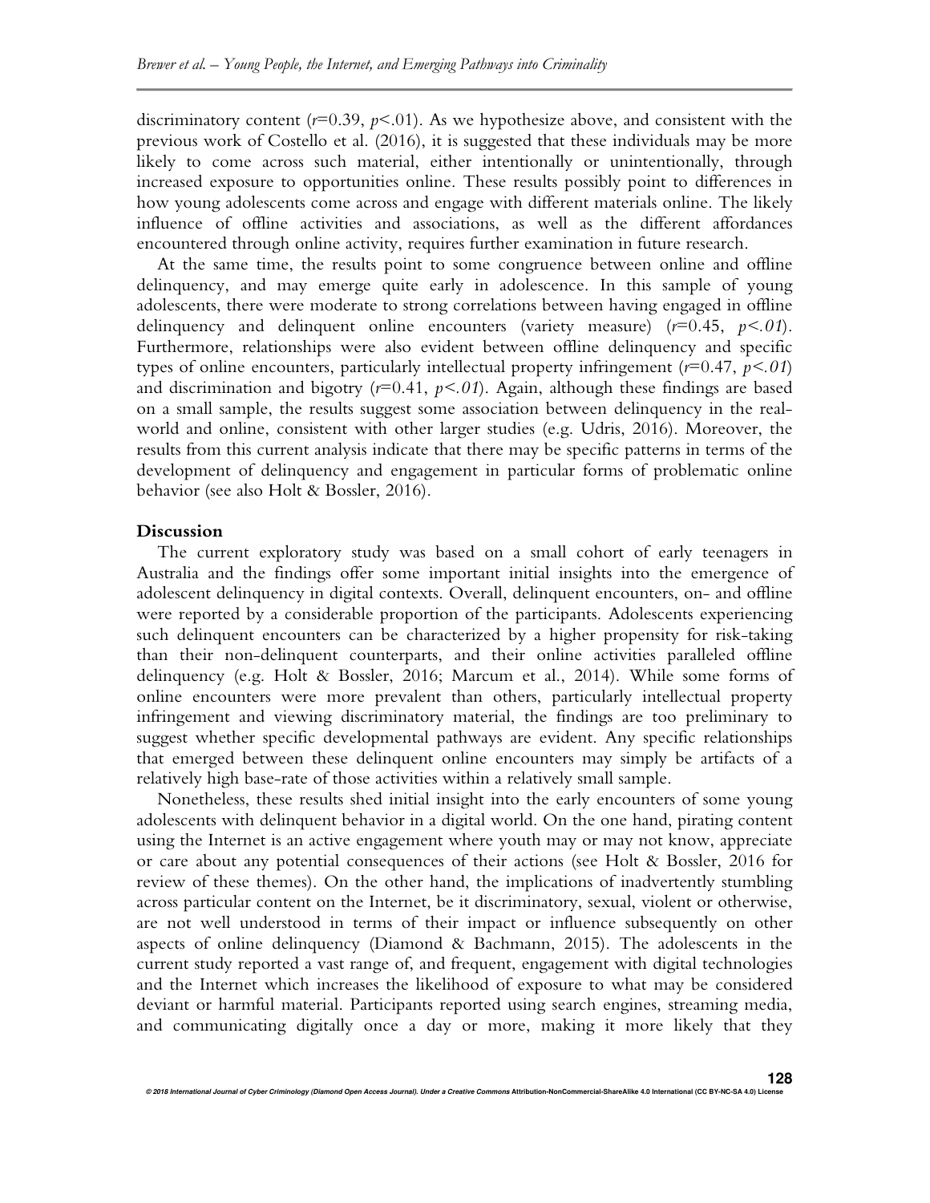discriminatory content ($r$=0.39, $p$<.01). As we hypothesize above, and consistent with the previous work of Costello et al. (2016), it is suggested that these individuals may be more likely to come across such material, either intentionally or unintentionally, through increased exposure to opportunities online. These results possibly point to differences in how young adolescents come across and engage with different materials online. The likely influence of offline activities and associations, as well as the different affordances encountered through online activity, requires further examination in future research.

At the same time, the results point to some congruence between online and offline delinquency, and may emerge quite early in adolescence. In this sample of young adolescents, there were moderate to strong correlations between having engaged in offline delinquency and delinquent online encounters (variety measure) ($r$=0.45, $p$<.01). Furthermore, relationships were also evident between offline delinquency and specific types of online encounters, particularly intellectual property infringement ($r$=0.47, $p$<.01) and discrimination and bigotry ($r$=0.41, $p$<.01). Again, although these findings are based on a small sample, the results suggest some association between delinquency in the real-world and online, consistent with other larger studies (e.g. Udris, 2016). Moreover, the results from this current analysis indicate that there may be specific patterns in terms of the development of delinquency and engagement in particular forms of problematic online behavior (see also Holt & Bossler, 2016).

## Discussion

The current exploratory study was based on a small cohort of early teenagers in Australia and the findings offer some important initial insights into the emergence of adolescent delinquency in digital contexts. Overall, delinquent encounters, on- and offline were reported by a considerable proportion of the participants. Adolescents experiencing such delinquent encounters can be characterized by a higher propensity for risk-taking than their non-delinquent counterparts, and their online activities paralleled offline delinquency (e.g. Holt & Bossler, 2016; Marcum et al., 2014). While some forms of online encounters were more prevalent than others, particularly intellectual property infringement and viewing discriminatory material, the findings are too preliminary to suggest whether specific developmental pathways are evident. Any specific relationships that emerged between these delinquent online encounters may simply be artifacts of a relatively high base-rate of those activities within a relatively small sample.

Nonetheless, these results shed initial insight into the early encounters of some young adolescents with delinquent behavior in a digital world. On the one hand, pirating content using the Internet is an active engagement where youth may or may not know, appreciate or care about any potential consequences of their actions (see Holt & Bossler, 2016 for review of these themes). On the other hand, the implications of inadvertently stumbling across particular content on the Internet, be it discriminatory, sexual, violent or otherwise, are not well understood in terms of their impact or influence subsequently on other aspects of online delinquency (Diamond & Bachmann, 2015). The adolescents in the current study reported a vast range of, and frequent, engagement with digital technologies and the Internet which increases the likelihood of exposure to what may be considered deviant or harmful material. Participants reported using search engines, streaming media, and communicating digitally once a day or more, making it more likely that they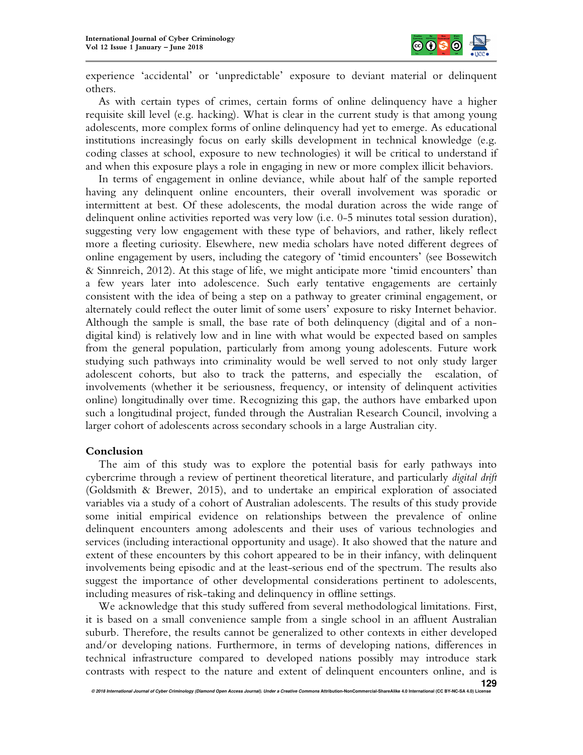experience 'accidental' or 'unpredictable' exposure to deviant material or delinquent others.

As with certain types of crimes, certain forms of online delinquency have a higher requisite skill level (e.g. hacking). What is clear in the current study is that among young adolescents, more complex forms of online delinquency had yet to emerge. As educational institutions increasingly focus on early skills development in technical knowledge (e.g. coding classes at school, exposure to new technologies) it will be critical to understand if and when this exposure plays a role in engaging in new or more complex illicit behaviors.

In terms of engagement in online deviance, while about half of the sample reported having any delinquent online encounters, their overall involvement was sporadic or intermittent at best. Of these adolescents, the modal duration across the wide range of delinquent online activities reported was very low (i.e. 0-5 minutes total session duration), suggesting very low engagement with these type of behaviors, and rather, likely reflect more a fleeting curiosity. Elsewhere, new media scholars have noted different degrees of online engagement by users, including the category of 'timid encounters' (see Bossewitch & Sinnreich, 2012). At this stage of life, we might anticipate more 'timid encounters' than a few years later into adolescence. Such early tentative engagements are certainly consistent with the idea of being a step on a pathway to greater criminal engagement, or alternately could reflect the outer limit of some users' exposure to risky Internet behavior. Although the sample is small, the base rate of both delinquency (digital and of a non-digital kind) is relatively low and in line with what would be expected based on samples from the general population, particularly from among young adolescents. Future work studying such pathways into criminality would be well served to not only study larger adolescent cohorts, but also to track the patterns, and especially the escalation, of involvements (whether it be seriousness, frequency, or intensity of delinquent activities online) longitudinally over time. Recognizing this gap, the authors have embarked upon such a longitudinal project, funded through the Australian Research Council, involving a larger cohort of adolescents across secondary schools in a large Australian city.

## Conclusion

The aim of this study was to explore the potential basis for early pathways into cybercrime through a review of pertinent theoretical literature, and particularly *digital drift* (Goldsmith & Brewer, 2015), and to undertake an empirical exploration of associated variables via a study of a cohort of Australian adolescents. The results of this study provide some initial empirical evidence on relationships between the prevalence of online delinquent encounters among adolescents and their uses of various technologies and services (including interactional opportunity and usage). It also showed that the nature and extent of these encounters by this cohort appeared to be in their infancy, with delinquent involvements being episodic and at the least-serious end of the spectrum. The results also suggest the importance of other developmental considerations pertinent to adolescents, including measures of risk-taking and delinquency in offline settings.

We acknowledge that this study suffered from several methodological limitations. First, it is based on a small convenience sample from a single school in an affluent Australian suburb. Therefore, the results cannot be generalized to other contexts in either developed and/or developing nations. Furthermore, in terms of developing nations, differences in technical infrastructure compared to developed nations possibly may introduce stark contrasts with respect to the nature and extent of delinquent encounters online, and is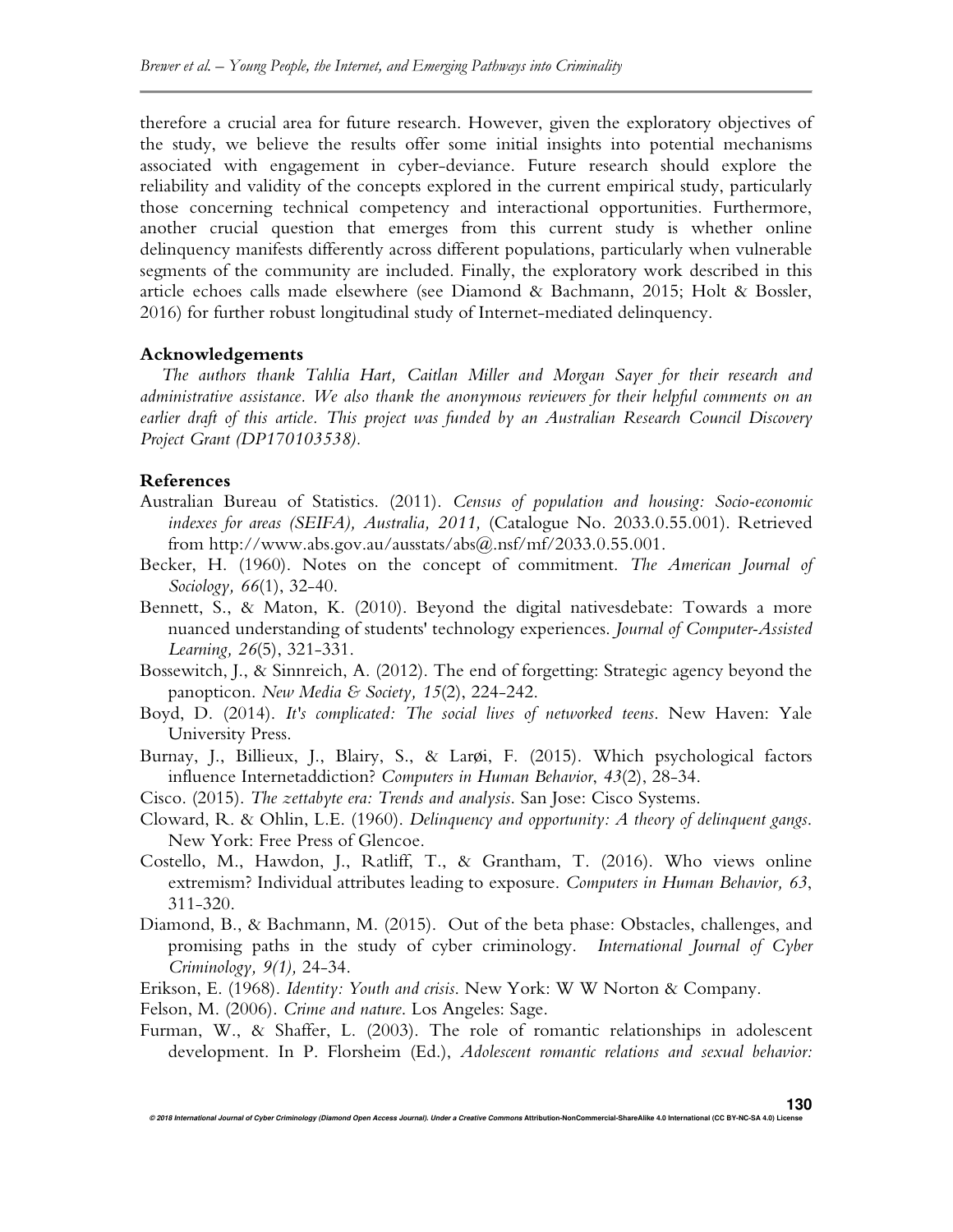therefore a crucial area for future research. However, given the exploratory objectives of the study, we believe the results offer some initial insights into potential mechanisms associated with engagement in cyber-deviance. Future research should explore the reliability and validity of the concepts explored in the current empirical study, particularly those concerning technical competency and interactional opportunities. Furthermore, another crucial question that emerges from this current study is whether online delinquency manifests differently across different populations, particularly when vulnerable segments of the community are included. Finally, the exploratory work described in this article echoes calls made elsewhere (see Diamond & Bachmann, 2015; Holt & Bossler, 2016) for further robust longitudinal study of Internet-mediated delinquency.

### Acknowledgements

*The authors thank Tahlia Hart, Caitlan Miller and Morgan Sayer for their research and administrative assistance. We also thank the anonymous reviewers for their helpful comments on an earlier draft of this article. This project was funded by an Australian Research Council Discovery Project Grant (DP170103538).*

### References

Australian Bureau of Statistics. (2011). *Census of population and housing: Socio-economic indexes for areas (SEIFA), Australia, 2011,* (Catalogue No. 2033.0.55.001). Retrieved from http://www.abs.gov.au/ausstats/abs@.nsf/mf/2033.0.55.001.

Becker, H. (1960). Notes on the concept of commitment. *The American Journal of Sociology, 66*(1), 32-40.

Bennett, S., & Maton, K. (2010). Beyond the digital nativesdebate: Towards a more nuanced understanding of students' technology experiences. *Journal of Computer-Assisted Learning, 26*(5), 321-331.

Bossewitch, J., & Sinnreich, A. (2012). The end of forgetting: Strategic agency beyond the panopticon. *New Media & Society, 15*(2), 224-242.

Boyd, D. (2014). *It's complicated: The social lives of networked teens*. New Haven: Yale University Press.

Burnay, J., Billieux, J., Blairy, S., & Larøi, F. (2015). Which psychological factors influence Internetaddiction? *Computers in Human Behavior*, *43*(2), 28-34.

Cisco. (2015). *The zettabyte era: Trends and analysis*. San Jose: Cisco Systems.

Cloward, R. & Ohlin, L.E. (1960). *Delinquency and opportunity: A theory of delinquent gangs*. New York: Free Press of Glencoe.

Costello, M., Hawdon, J., Ratliff, T., & Grantham, T. (2016). Who views online extremism? Individual attributes leading to exposure. *Computers in Human Behavior, 63*, 311-320.

Diamond, B., & Bachmann, M. (2015). Out of the beta phase: Obstacles, challenges, and promising paths in the study of cyber criminology. *International Journal of Cyber Criminology, 9(1),* 24-34.

Erikson, E. (1968). *Identity: Youth and crisis*. New York: W W Norton & Company.

Felson, M. (2006). *Crime and nature*. Los Angeles: Sage.

Furman, W., & Shaffer, L. (2003). The role of romantic relationships in adolescent development. In P. Florsheim (Ed.), *Adolescent romantic relations and sexual behavior:*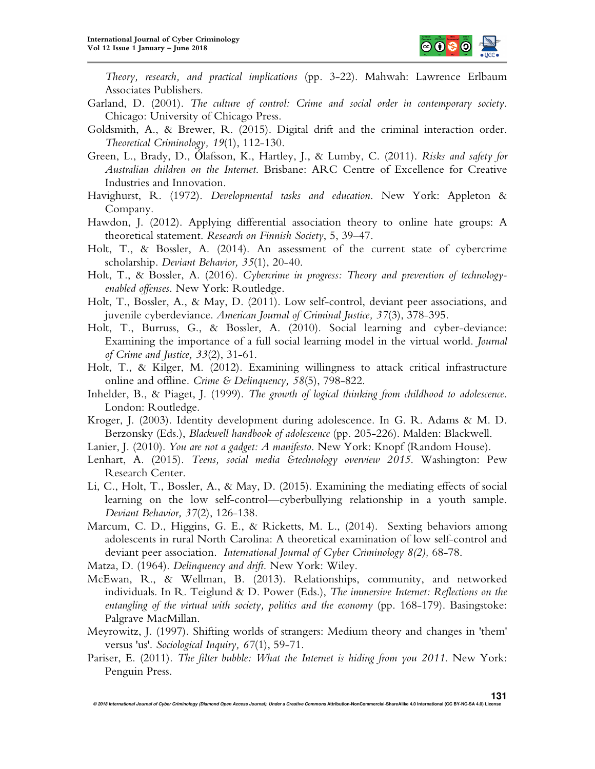*Theory, research, and practical implications* (pp. 3-22). Mahwah: Lawrence Erlbaum Associates Publishers.

Garland, D. (2001). *The culture of control: Crime and social order in contemporary society*. Chicago: University of Chicago Press.

Goldsmith, A., & Brewer, R. (2015). Digital drift and the criminal interaction order. *Theoretical Criminology, 19*(1), 112-130.

Green, L., Brady, D., Ólafsson, K., Hartley, J., & Lumby, C. (2011). *Risks and safety for Australian children on the Internet.* Brisbane: ARC Centre of Excellence for Creative Industries and Innovation.

Havighurst, R. (1972). *Developmental tasks and education*. New York: Appleton & Company.

Hawdon, J. (2012). Applying differential association theory to online hate groups: A theoretical statement. *Research on Finnish Society*, 5, 39–47.

Holt, T., & Bossler, A. (2014). An assessment of the current state of cybercrime scholarship. *Deviant Behavior, 35*(1), 20-40.

Holt, T., & Bossler, A. (2016). *Cybercrime in progress: Theory and prevention of technology-enabled offenses*. New York: Routledge.

Holt, T., Bossler, A., & May, D. (2011). Low self-control, deviant peer associations, and juvenile cyberdeviance. *American Journal of Criminal Justice, 37*(3), 378-395.

Holt, T., Burruss, G., & Bossler, A. (2010). Social learning and cyber-deviance: Examining the importance of a full social learning model in the virtual world. *Journal of Crime and Justice, 33*(2), 31-61.

Holt, T., & Kilger, M. (2012). Examining willingness to attack critical infrastructure online and offline. *Crime & Delinquency, 58*(5), 798-822.

Inhelder, B., & Piaget, J. (1999). *The growth of logical thinking from childhood to adolescence*. London: Routledge.

Kroger, J. (2003). Identity development during adolescence. In G. R. Adams & M. D. Berzonsky (Eds.), *Blackwell handbook of adolescence* (pp. 205-226). Malden: Blackwell.

Lanier, J. (2010). *You are not a gadget: A manifesto*. New York: Knopf (Random House).

Lenhart, A. (2015). *Teens, social media &technology overview 2015.* Washington: Pew Research Center.

Li, C., Holt, T., Bossler, A., & May, D. (2015). Examining the mediating effects of social learning on the low self-control—cyberbullying relationship in a youth sample. *Deviant Behavior, 37*(2), 126-138.

Marcum, C. D., Higgins, G. E., & Ricketts, M. L., (2014). Sexting behaviors among adolescents in rural North Carolina: A theoretical examination of low self-control and deviant peer association. *International Journal of Cyber Criminology 8(2),* 68-78.

Matza, D. (1964). *Delinquency and drift*. New York: Wiley.

McEwan, R., & Wellman, B. (2013). Relationships, community, and networked individuals. In R. Teiglund & D. Power (Eds.), *The immersive Internet: Reflections on the entangling of the virtual with society, politics and the economy* (pp. 168-179). Basingstoke: Palgrave MacMillan.

Meyrowitz, J. (1997). Shifting worlds of strangers: Medium theory and changes in 'them' versus 'us'. *Sociological Inquiry, 67*(1), 59-71.

Pariser, E. (2011). *The filter bubble: What the Internet is hiding from you 2011.* New York: Penguin Press.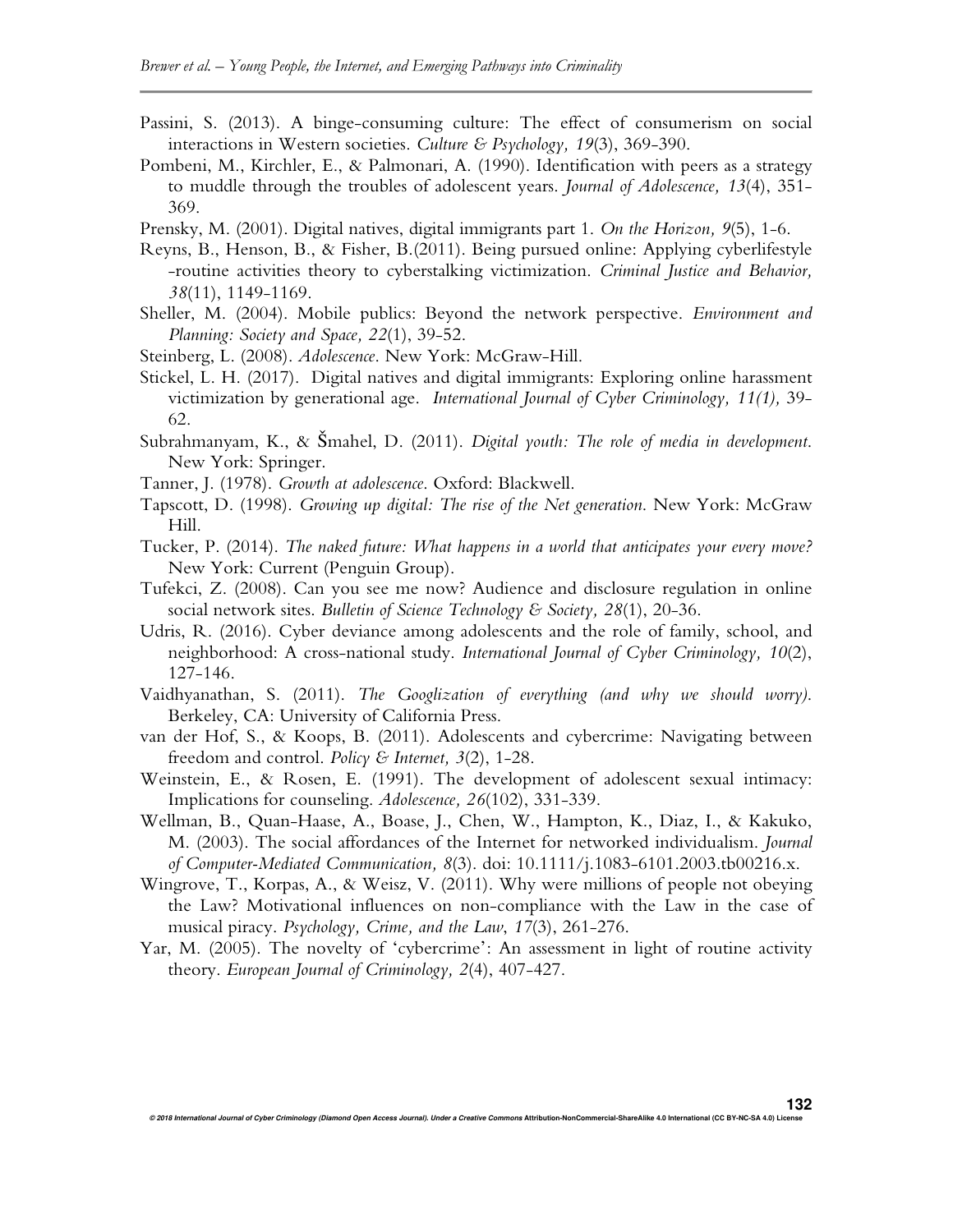Passini, S. (2013). A binge-consuming culture: The effect of consumerism on social interactions in Western societies. *Culture & Psychology, 19*(3), 369-390.

Pombeni, M., Kirchler, E., & Palmonari, A. (1990). Identification with peers as a strategy to muddle through the troubles of adolescent years. *Journal of Adolescence, 13*(4), 351-369.

Prensky, M. (2001). Digital natives, digital immigrants part 1. *On the Horizon, 9*(5), 1-6.

Reyns, B., Henson, B., & Fisher, B.(2011). Being pursued online: Applying cyberlifestyle -routine activities theory to cyberstalking victimization. *Criminal Justice and Behavior, 38*(11), 1149-1169.

Sheller, M. (2004). Mobile publics: Beyond the network perspective. *Environment and Planning: Society and Space, 22*(1), 39-52.

Steinberg, L. (2008). *Adolescence*. New York: McGraw-Hill.

Stickel, L. H. (2017). Digital natives and digital immigrants: Exploring online harassment victimization by generational age. *International Journal of Cyber Criminology, 11(1),* 39-62.

Subrahmanyam, K., & Šmahel, D. (2011). *Digital youth: The role of media in development*. New York: Springer.

Tanner, J. (1978). *Growth at adolescence*. Oxford: Blackwell.

Tapscott, D. (1998). *Growing up digital: The rise of the Net generation*. New York: McGraw Hill.

Tucker, P. (2014). *The naked future: What happens in a world that anticipates your every move?* New York: Current (Penguin Group).

Tufekci, Z. (2008). Can you see me now? Audience and disclosure regulation in online social network sites. *Bulletin of Science Technology & Society, 28*(1), 20-36.

Udris, R. (2016). Cyber deviance among adolescents and the role of family, school, and neighborhood: A cross-national study. *International Journal of Cyber Criminology, 10*(2), 127-146.

Vaidhyanathan, S. (2011). *The Googlization of everything (and why we should worry)*. Berkeley, CA: University of California Press.

van der Hof, S., & Koops, B. (2011). Adolescents and cybercrime: Navigating between freedom and control. *Policy & Internet, 3*(2), 1-28.

Weinstein, E., & Rosen, E. (1991). The development of adolescent sexual intimacy: Implications for counseling. *Adolescence, 26*(102), 331-339.

Wellman, B., Quan-Haase, A., Boase, J., Chen, W., Hampton, K., Diaz, I., & Kakuko, M. (2003). The social affordances of the Internet for networked individualism. *Journal of Computer-Mediated Communication, 8*(3). doi: 10.1111/j.1083-6101.2003.tb00216.x.

Wingrove, T., Korpas, A., & Weisz, V. (2011). Why were millions of people not obeying the Law? Motivational influences on non-compliance with the Law in the case of musical piracy. *Psychology, Crime, and the Law, 17*(3), 261-276.

Yar, M. (2005). The novelty of 'cybercrime': An assessment in light of routine activity theory. *European Journal of Criminology, 2*(4), 407-427.